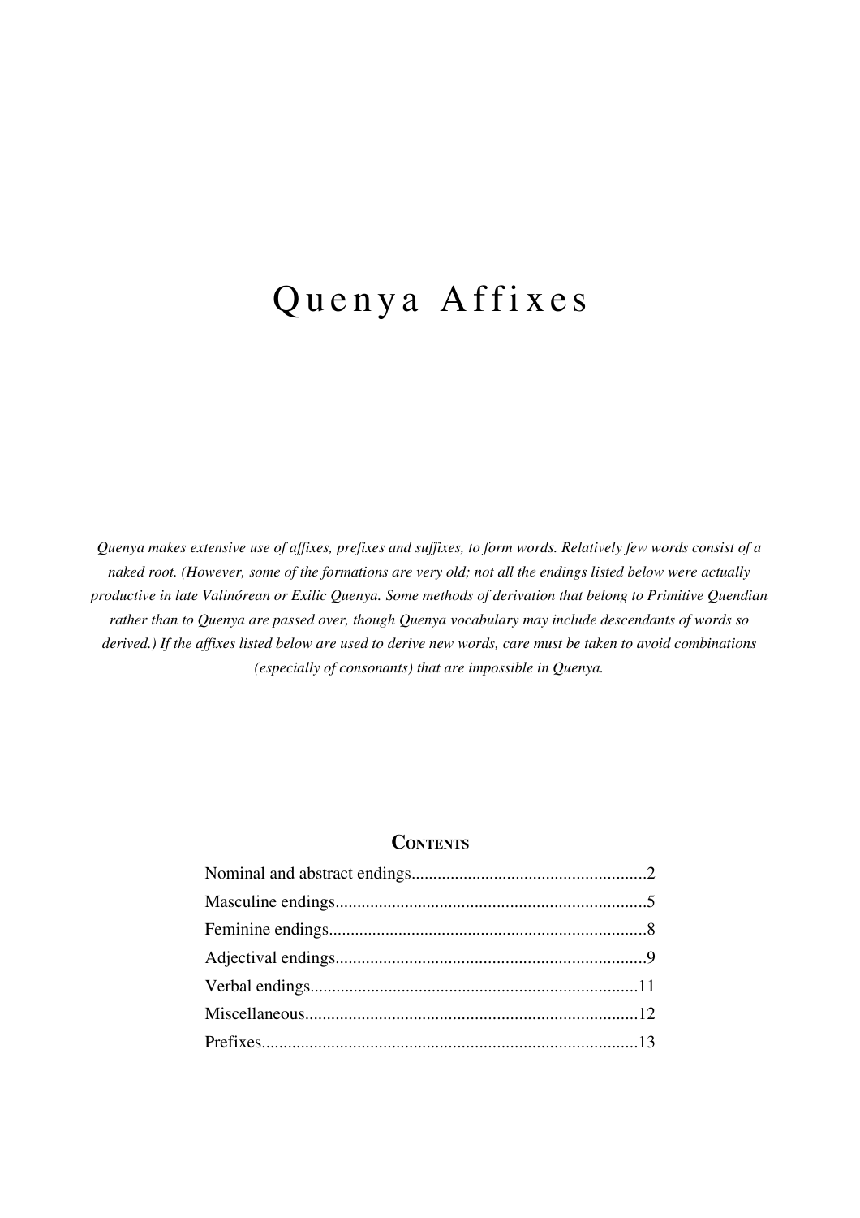# Quenya Affixes

*Quenya makes extensive use of affixes, prefixes and suffixes, to form words. Relatively few words consist of a naked root. (However, some of the formations are very old; not all the endings listed below were actually productive in late Valinórean or Exilic Quenya. Some methods of derivation that belong to Primitive Quendian rather than to Quenya are passed over, though Quenya vocabulary may include descendants of words so derived.) If the affixes listed below are used to derive new words, care must be taken to avoid combinations (especially of consonants) that are impossible in Quenya.*

## Contents

- Nominal and abstract endings.....2
- Masculine endings.....5
- Feminine endings.....8
- Adjectival endings.....9
- Verbal endings.....11
- Miscellaneous.....12
- Prefixes.....13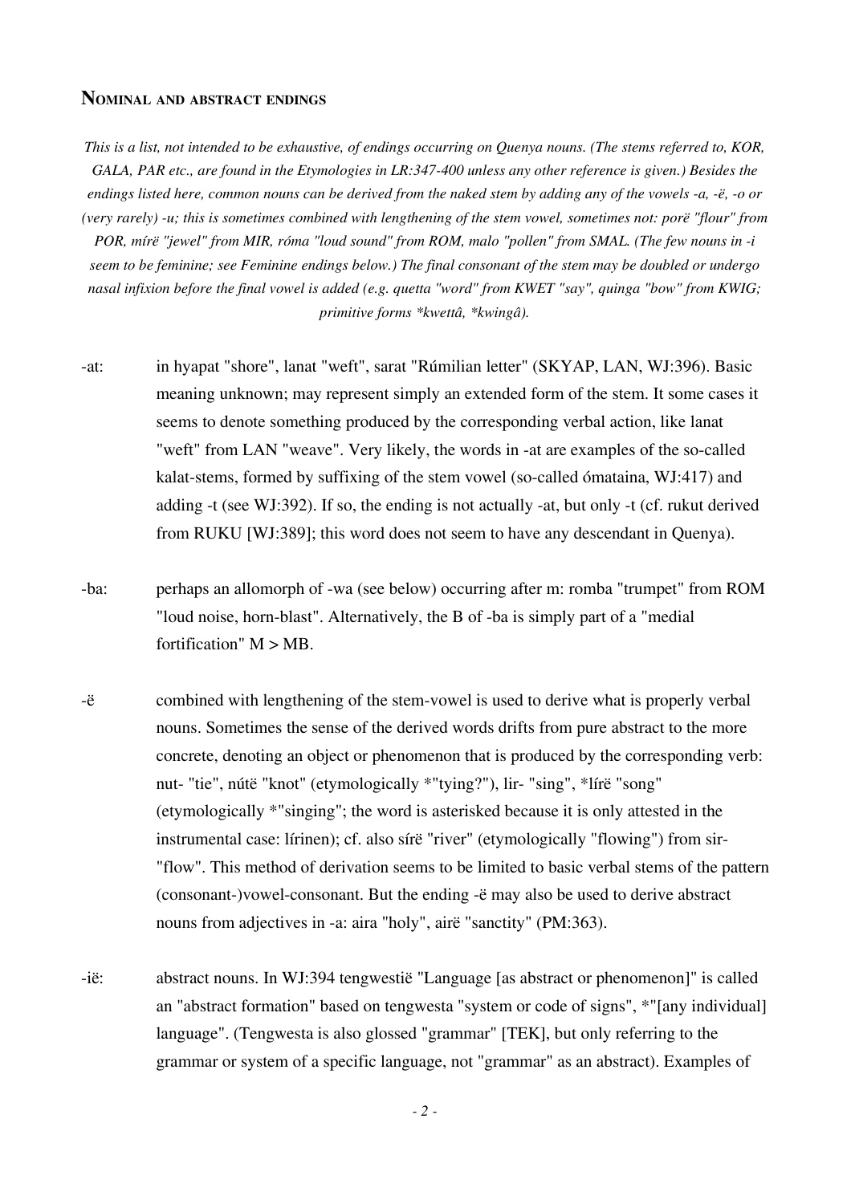## Nominal and abstract endings

*This is a list, not intended to be exhaustive, of endings occurring on Quenya nouns. (The stems referred to, KOR, GALA, PAR etc., are found in the Etymologies in LR:347-400 unless any other reference is given.) Besides the endings listed here, common nouns can be derived from the naked stem by adding any of the vowels -a, -ë, -o or (very rarely) -u; this is sometimes combined with lengthening of the stem vowel, sometimes not: porë "flour" from POR, mírë "jewel" from MIR, róma "loud sound" from ROM, malo "pollen" from SMAL. (The few nouns in -i seem to be feminine; see Feminine endings below.) The final consonant of the stem may be doubled or undergo nasal infixion before the final vowel is added (e.g. quetta "word" from KWET "say", quinga "bow" from KWIG; primitive forms *kwettâ, *kwingâ).*

-at: in hyapat "shore", lanat "weft", sarat "Rúmilian letter" (SKYAP, LAN, WJ:396). Basic meaning unknown; may represent simply an extended form of the stem. It some cases it seems to denote something produced by the corresponding verbal action, like lanat "weft" from LAN "weave". Very likely, the words in -at are examples of the so-called kalat-stems, formed by suffixing of the stem vowel (so-called ómataina, WJ:417) and adding -t (see WJ:392). If so, the ending is not actually -at, but only -t (cf. rukut derived from RUKU [WJ:389]; this word does not seem to have any descendant in Quenya).

-ba: perhaps an allomorph of -wa (see below) occurring after m: romba "trumpet" from ROM "loud noise, horn-blast". Alternatively, the B of -ba is simply part of a "medial fortification" M > MB.

-ë combined with lengthening of the stem-vowel is used to derive what is properly verbal nouns. Sometimes the sense of the derived words drifts from pure abstract to the more concrete, denoting an object or phenomenon that is produced by the corresponding verb: nut- "tie", nútë "knot" (etymologically *"tying?"), lir- "sing", *lírë "song" (etymologically *"singing"; the word is asterisked because it is only attested in the instrumental case: lírinen); cf. also sírë "river" (etymologically "flowing") from sir- "flow". This method of derivation seems to be limited to basic verbal stems of the pattern (consonant-)vowel-consonant. But the ending -ë may also be used to derive abstract nouns from adjectives in -a: aira "holy", airë "sanctity" (PM:363).

-ië: abstract nouns. In WJ:394 tengwestië "Language [as abstract or phenomenon]" is called an "abstract formation" based on tengwesta "system or code of signs", *"[any individual] language". (Tengwesta is also glossed "grammar" [TEK], but only referring to the grammar or system of a specific language, not "grammar" as an abstract). Examples of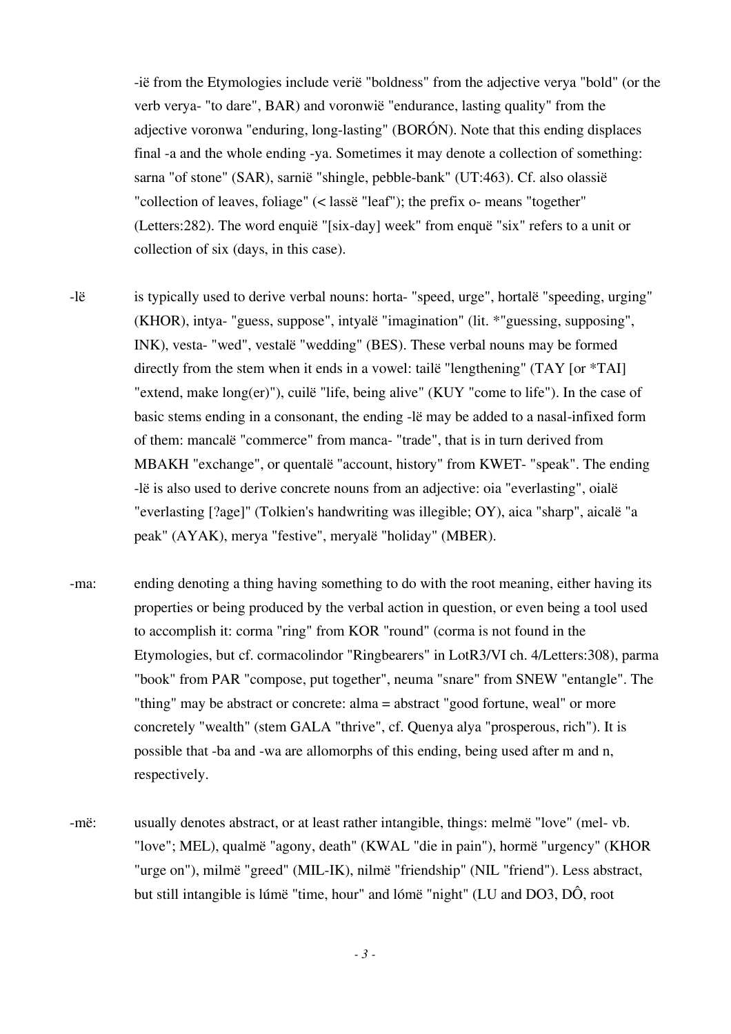-ië from the Etymologies include verië "boldness" from the adjective verya "bold" (or the verb verya- "to dare", BAR) and voronwië "endurance, lasting quality" from the adjective voronwa "enduring, long-lasting" (BORÓN). Note that this ending displaces final -a and the whole ending -ya. Sometimes it may denote a collection of something: sarna "of stone" (SAR), sarnië "shingle, pebble-bank" (UT:463). Cf. also olassië "collection of leaves, foliage" (< lassë "leaf"); the prefix o- means "together" (Letters:282). The word enquië "[six-day] week" from enquë "six" refers to a unit or collection of six (days, in this case).

-lë is typically used to derive verbal nouns: horta- "speed, urge", hortalë "speeding, urging" (KHOR), intya- "guess, suppose", intyalë "imagination" (lit. *"guessing, supposing", INK), vesta- "wed", vestalë "wedding" (BES). These verbal nouns may be formed directly from the stem when it ends in a vowel: tailë "lengthening" (TAY [or *TAI] "extend, make long(er)"), cuilë "life, being alive" (KUY "come to life"). In the case of basic stems ending in a consonant, the ending -lë may be added to a nasal-infixed form of them: mancalë "commerce" from manca- "trade", that is in turn derived from MBAKH "exchange", or quentalë "account, history" from KWET- "speak". The ending -lë is also used to derive concrete nouns from an adjective: oia "everlasting", oialë "everlasting [?age]" (Tolkien's handwriting was illegible; OY), aica "sharp", aicalë "a peak" (AYAK), merya "festive", meryalë "holiday" (MBER).

-ma: ending denoting a thing having something to do with the root meaning, either having its properties or being produced by the verbal action in question, or even being a tool used to accomplish it: corma "ring" from KOR "round" (corma is not found in the Etymologies, but cf. cormacolindor "Ringbearers" in LotR3/VI ch. 4/Letters:308), parma "book" from PAR "compose, put together", neuma "snare" from SNEW "entangle". The "thing" may be abstract or concrete: alma = abstract "good fortune, weal" or more concretely "wealth" (stem GALA "thrive", cf. Quenya alya "prosperous, rich"). It is possible that -ba and -wa are allomorphs of this ending, being used after m and n, respectively.

-më: usually denotes abstract, or at least rather intangible, things: melmë "love" (mel- vb. "love"; MEL), qualmë "agony, death" (KWAL "die in pain"), hormë "urgency" (KHOR "urge on"), milmë "greed" (MIL-IK), nilmë "friendship" (NIL "friend"). Less abstract, but still intangible is lúmë "time, hour" and lómë "night" (LU and DO3, DÔ, root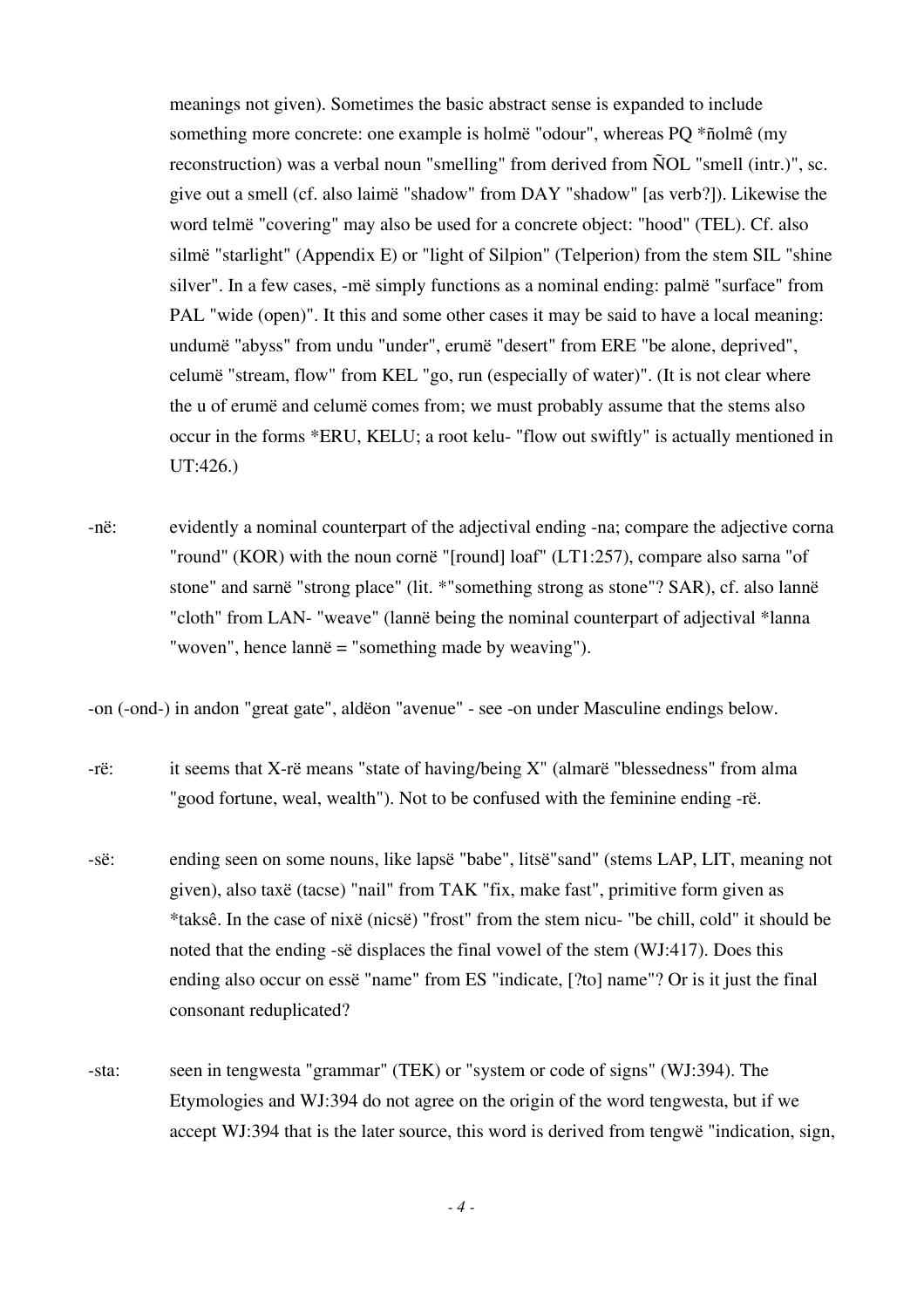meanings not given). Sometimes the basic abstract sense is expanded to include something more concrete: one example is holmë "odour", whereas PQ *ñolmê (my reconstruction) was a verbal noun "smelling" from derived from ÑOL "smell (intr.)", sc. give out a smell (cf. also laimë "shadow" from DAY "shadow" [as verb?]). Likewise the word telmë "covering" may also be used for a concrete object: "hood" (TEL). Cf. also silmë "starlight" (Appendix E) or "light of Silpion" (Telperion) from the stem SIL "shine silver". In a few cases, -më simply functions as a nominal ending: palmë "surface" from PAL "wide (open)". It this and some other cases it may be said to have a local meaning: undumë "abyss" from undu "under", erumë "desert" from ERE "be alone, deprived", celumë "stream, flow" from KEL "go, run (especially of water)". (It is not clear where the u of erumë and celumë comes from; we must probably assume that the stems also occur in the forms *ERU, KELU; a root kelu- "flow out swiftly" is actually mentioned in UT:426.)

-në: evidently a nominal counterpart of the adjectival ending -na; compare the adjective corna "round" (KOR) with the noun cornë "[round] loaf" (LT1:257), compare also sarna "of stone" and sarnë "strong place" (lit. *"something strong as stone"? SAR), cf. also lannë "cloth" from LAN- "weave" (lannë being the nominal counterpart of adjectival *lanna "woven", hence lannë = "something made by weaving").

-on (-ond-) in andon "great gate", aldëon "avenue" - see -on under Masculine endings below.

-rë: it seems that X-rë means "state of having/being X" (almarë "blessedness" from alma "good fortune, weal, wealth"). Not to be confused with the feminine ending -rë.

-së: ending seen on some nouns, like lapsë "babe", litsë"sand" (stems LAP, LIT, meaning not given), also taxë (tacse) "nail" from TAK "fix, make fast", primitive form given as *taksê. In the case of nixë (nicsë) "frost" from the stem nicu- "be chill, cold" it should be noted that the ending -së displaces the final vowel of the stem (WJ:417). Does this ending also occur on essë "name" from ES "indicate, [?to] name"? Or is it just the final consonant reduplicated?

-sta: seen in tengwesta "grammar" (TEK) or "system or code of signs" (WJ:394). The Etymologies and WJ:394 do not agree on the origin of the word tengwesta, but if we accept WJ:394 that is the later source, this word is derived from tengwë "indication, sign,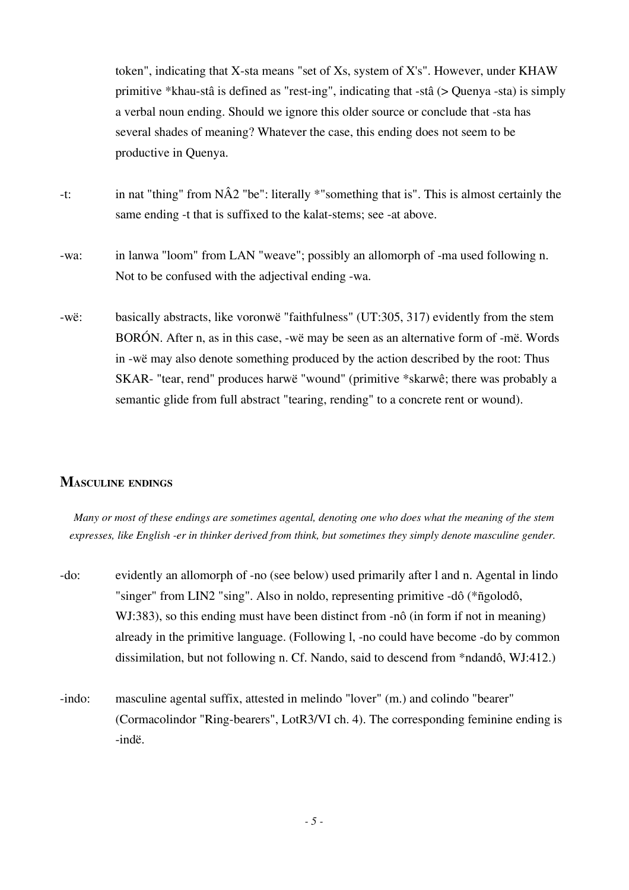token", indicating that X-sta means "set of Xs, system of X's". However, under KHAW primitive *khau-stâ is defined as "rest-ing", indicating that -stâ (> Quenya -sta) is simply a verbal noun ending. Should we ignore this older source or conclude that -sta has several shades of meaning? Whatever the case, this ending does not seem to be productive in Quenya.

-t: in nat "thing" from NÂ2 "be": literally *"something that is". This is almost certainly the same ending -t that is suffixed to the kalat-stems; see -at above.

-wa: in lanwa "loom" from LAN "weave"; possibly an allomorph of -ma used following n. Not to be confused with the adjectival ending -wa.

-wë: basically abstracts, like voronwë "faithfulness" (UT:305, 317) evidently from the stem BORÓN. After n, as in this case, -wë may be seen as an alternative form of -më. Words in -wë may also denote something produced by the action described by the root: Thus SKAR- "tear, rend" produces harwë "wound" (primitive *skarwê; there was probably a semantic glide from full abstract "tearing, rending" to a concrete rent or wound).

## Masculine endings

*Many or most of these endings are sometimes agental, denoting one who does what the meaning of the stem expresses, like English -er in thinker derived from think, but sometimes they simply denote masculine gender.*

-do: evidently an allomorph of -no (see below) used primarily after l and n. Agental in lindo "singer" from LIN2 "sing". Also in noldo, representing primitive -dô (*ñgolodô, WJ:383), so this ending must have been distinct from -nô (in form if not in meaning) already in the primitive language. (Following l, -no could have become -do by common dissimilation, but not following n. Cf. Nando, said to descend from *ndandô, WJ:412.)

-indo: masculine agental suffix, attested in melindo "lover" (m.) and colindo "bearer" (Cormacolindor "Ring-bearers", LotR3/VI ch. 4). The corresponding feminine ending is -indë.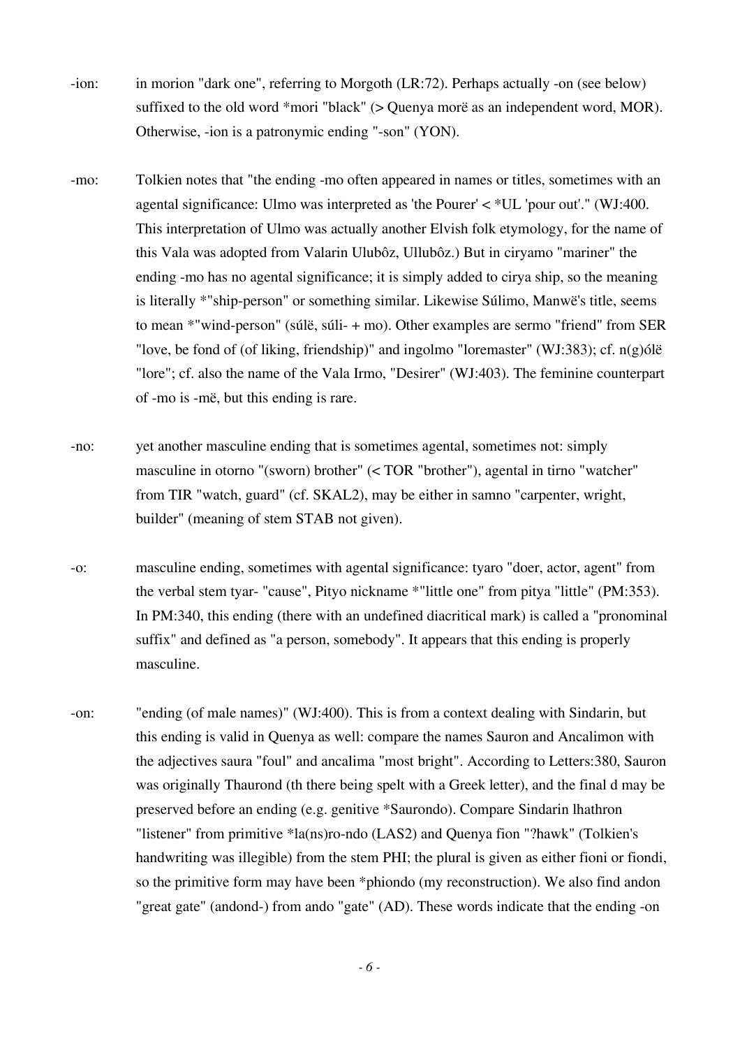-ion: in morion "dark one", referring to Morgoth (LR:72). Perhaps actually -on (see below) suffixed to the old word *mori "black" (> Quenya morë as an independent word, MOR). Otherwise, -ion is a patronymic ending "-son" (YON).

-mo: Tolkien notes that "the ending -mo often appeared in names or titles, sometimes with an agental significance: Ulmo was interpreted as 'the Pourer' < *UL 'pour out'." (WJ:400. This interpretation of Ulmo was actually another Elvish folk etymology, for the name of this Vala was adopted from Valarin Ulubôz, Ullubôz.) But in ciryamo "mariner" the ending -mo has no agental significance; it is simply added to cirya ship, so the meaning is literally *"ship-person" or something similar. Likewise Súlimo, Manwë's title, seems to mean *"wind-person" (súlë, súli- + mo). Other examples are sermo "friend" from SER "love, be fond of (of liking, friendship)" and ingolmo "loremaster" (WJ:383); cf. n(g)ólë "lore"; cf. also the name of the Vala Irmo, "Desirer" (WJ:403). The feminine counterpart of -mo is -më, but this ending is rare.

-no: yet another masculine ending that is sometimes agental, sometimes not: simply masculine in otorno "(sworn) brother" (< TOR "brother"), agental in tirno "watcher" from TIR "watch, guard" (cf. SKAL2), may be either in samno "carpenter, wright, builder" (meaning of stem STAB not given).

-o: masculine ending, sometimes with agental significance: tyaro "doer, actor, agent" from the verbal stem tyar- "cause", Pityo nickname *"little one" from pitya "little" (PM:353). In PM:340, this ending (there with an undefined diacritical mark) is called a "pronominal suffix" and defined as "a person, somebody". It appears that this ending is properly masculine.

-on: "ending (of male names)" (WJ:400). This is from a context dealing with Sindarin, but this ending is valid in Quenya as well: compare the names Sauron and Ancalimon with the adjectives saura "foul" and ancalima "most bright". According to Letters:380, Sauron was originally Thaurond (th there being spelt with a Greek letter), and the final d may be preserved before an ending (e.g. genitive *Saurondo). Compare Sindarin lhathron "listener" from primitive *la(ns)ro-ndo (LAS2) and Quenya fion "?hawk" (Tolkien's handwriting was illegible) from the stem PHI; the plural is given as either fioni or fiondi, so the primitive form may have been *phiondo (my reconstruction). We also find andon "great gate" (andond-) from ando "gate" (AD). These words indicate that the ending -on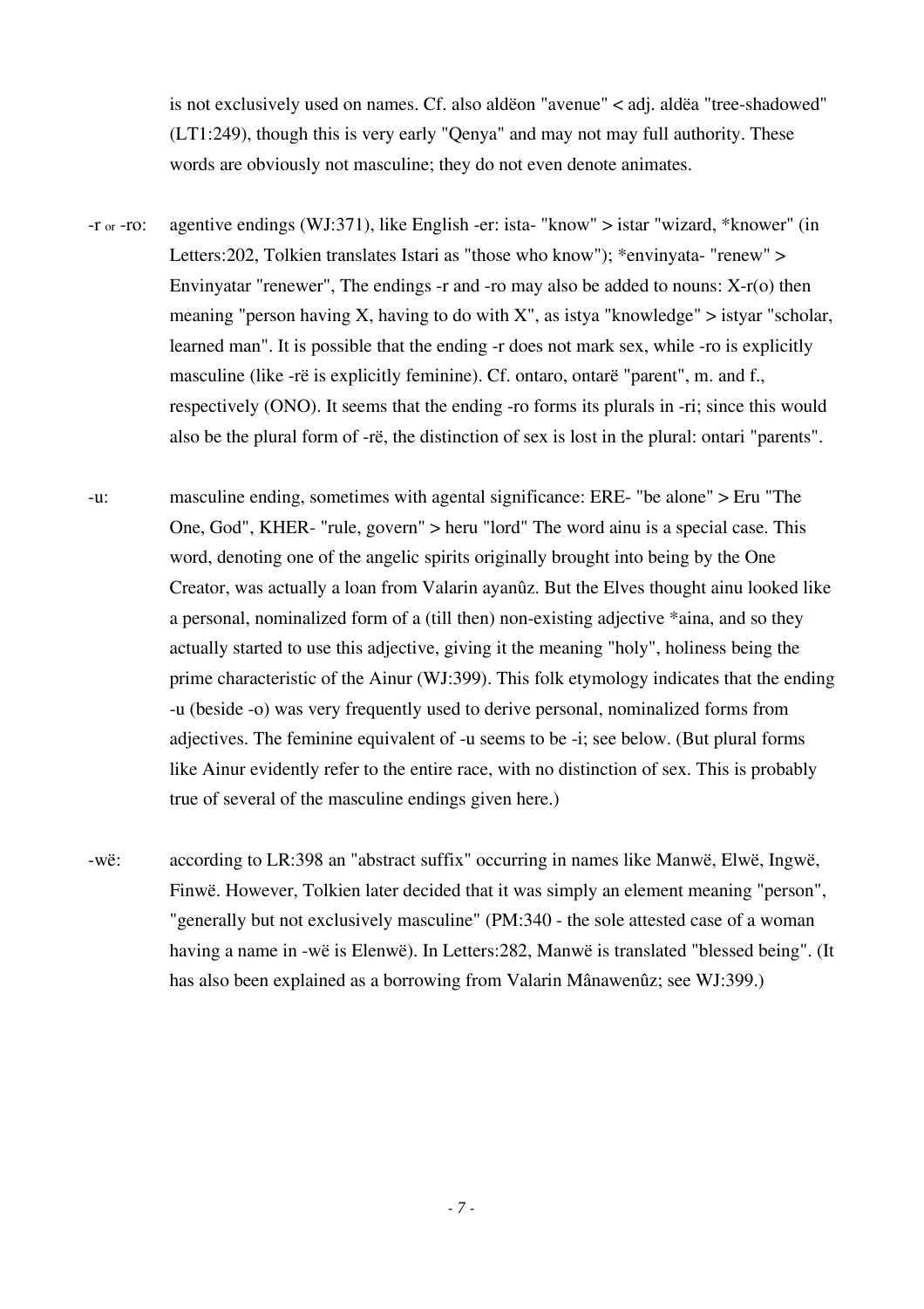is not exclusively used on names. Cf. also aldëon "avenue" < adj. aldëa "tree-shadowed" (LT1:249), though this is very early "Qenya" and may not may full authority. These words are obviously not masculine; they do not even denote animates.

-r or -ro: agentive endings (WJ:371), like English -er: ista- "know" > istar "wizard, *knower" (in Letters:202, Tolkien translates Istari as "those who know"); *envinyata- "renew" > Envinyatar "renewer", The endings -r and -ro may also be added to nouns: X-r(o) then meaning "person having X, having to do with X", as istya "knowledge" > istyar "scholar, learned man". It is possible that the ending -r does not mark sex, while -ro is explicitly masculine (like -rë is explicitly feminine). Cf. ontaro, ontarë "parent", m. and f., respectively (ONO). It seems that the ending -ro forms its plurals in -ri; since this would also be the plural form of -rë, the distinction of sex is lost in the plural: ontari "parents".

-u: masculine ending, sometimes with agental significance: ERE- "be alone" > Eru "The One, God", KHER- "rule, govern" > heru "lord" The word ainu is a special case. This word, denoting one of the angelic spirits originally brought into being by the One Creator, was actually a loan from Valarin ayanûz. But the Elves thought ainu looked like a personal, nominalized form of a (till then) non-existing adjective *aina, and so they actually started to use this adjective, giving it the meaning "holy", holiness being the prime characteristic of the Ainur (WJ:399). This folk etymology indicates that the ending -u (beside -o) was very frequently used to derive personal, nominalized forms from adjectives. The feminine equivalent of -u seems to be -i; see below. (But plural forms like Ainur evidently refer to the entire race, with no distinction of sex. This is probably true of several of the masculine endings given here.)

-wë: according to LR:398 an "abstract suffix" occurring in names like Manwë, Elwë, Ingwë, Finwë. However, Tolkien later decided that it was simply an element meaning "person", "generally but not exclusively masculine" (PM:340 - the sole attested case of a woman having a name in -wë is Elenwë). In Letters:282, Manwë is translated "blessed being". (It has also been explained as a borrowing from Valarin Mânawenûz; see WJ:399.)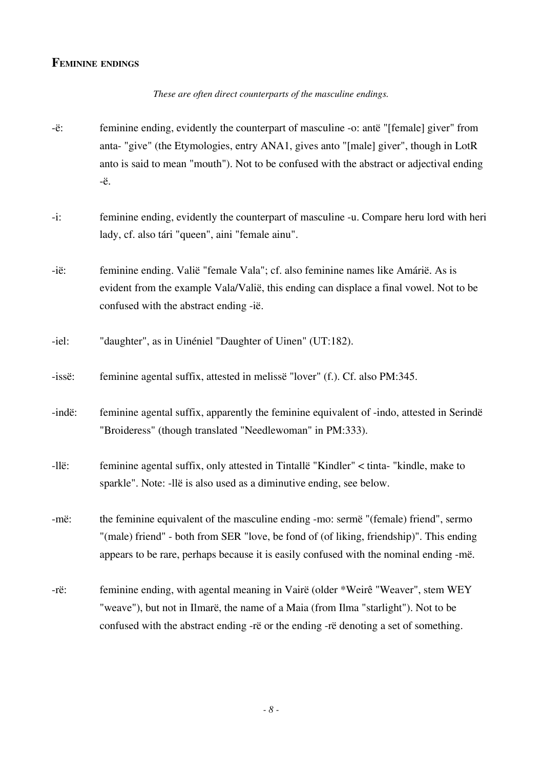## Feminine endings

*These are often direct counterparts of the masculine endings.*

-ë: feminine ending, evidently the counterpart of masculine -o: antë "[female] giver" from anta- "give" (the Etymologies, entry ANA1, gives anto "[male] giver", though in LotR anto is said to mean "mouth"). Not to be confused with the abstract or adjectival ending -ë.

-i: feminine ending, evidently the counterpart of masculine -u. Compare heru lord with heri lady, cf. also tári "queen", aini "female ainu".

-ië: feminine ending. Valië "female Vala"; cf. also feminine names like Amárië. As is evident from the example Vala/Valië, this ending can displace a final vowel. Not to be confused with the abstract ending -ië.

-iel: "daughter", as in Uinéniel "Daughter of Uinen" (UT:182).

-issë: feminine agental suffix, attested in melissë "lover" (f.). Cf. also PM:345.

-indë: feminine agental suffix, apparently the feminine equivalent of -indo, attested in Serindë "Broideress" (though translated "Needlewoman" in PM:333).

-llë: feminine agental suffix, only attested in Tintallë "Kindler" < tinta- "kindle, make to sparkle". Note: -llë is also used as a diminutive ending, see below.

-më: the feminine equivalent of the masculine ending -mo: sermë "(female) friend", sermo "(male) friend" - both from SER "love, be fond of (of liking, friendship)". This ending appears to be rare, perhaps because it is easily confused with the nominal ending -më.

-rë: feminine ending, with agental meaning in Vairë (older *Weirê "Weaver", stem WEY "weave"), but not in Ilmarë, the name of a Maia (from Ilma "starlight"). Not to be confused with the abstract ending -rë or the ending -rë denoting a set of something.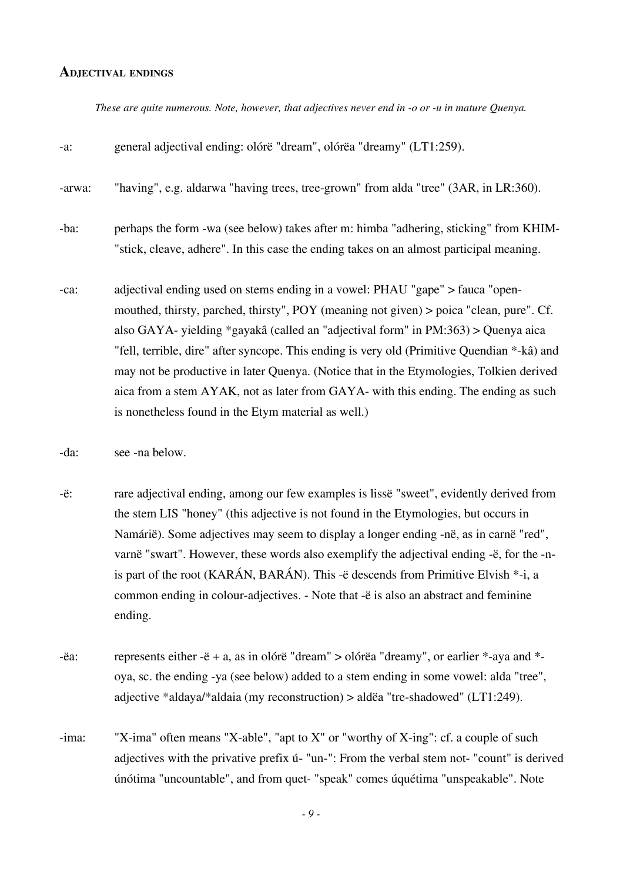## Adjectival endings

*These are quite numerous. Note, however, that adjectives never end in -o or -u in mature Quenya.*

-a: general adjectival ending: olórë "dream", olórëa "dreamy" (LT1:259).

-arwa: "having", e.g. aldarwa "having trees, tree-grown" from alda "tree" (3AR, in LR:360).

-ba: perhaps the form -wa (see below) takes after m: himba "adhering, sticking" from KHIM- "stick, cleave, adhere". In this case the ending takes on an almost participal meaning.

-ca: adjectival ending used on stems ending in a vowel: PHAU "gape" > fauca "open-mouthed, thirsty, parched, thirsty", POY (meaning not given) > poica "clean, pure". Cf. also GAYA- yielding *gayakâ (called an "adjectival form" in PM:363) > Quenya aica "fell, terrible, dire" after syncope. This ending is very old (Primitive Quendian *-kâ) and may not be productive in later Quenya. (Notice that in the Etymologies, Tolkien derived aica from a stem AYAK, not as later from GAYA- with this ending. The ending as such is nonetheless found in the Etym material as well.)

-da: see -na below.

-ë: rare adjectival ending, among our few examples is lissë "sweet", evidently derived from the stem LIS "honey" (this adjective is not found in the Etymologies, but occurs in Namárië). Some adjectives may seem to display a longer ending -në, as in carnë "red", varnë "swart". However, these words also exemplify the adjectival ending -ë, for the -n- is part of the root (KARÁN, BARÁN). This -ë descends from Primitive Elvish *-i, a common ending in colour-adjectives. - Note that -ë is also an abstract and feminine ending.

-ëa: represents either -ë + a, as in olórë "dream" > olórëa "dreamy", or earlier *-aya and *-oya, sc. the ending -ya (see below) added to a stem ending in some vowel: alda "tree", adjective *aldaya/*aldaia (my reconstruction) > aldëa "tre-shadowed" (LT1:249).

-ima: "X-ima" often means "X-able", "apt to X" or "worthy of X-ing": cf. a couple of such adjectives with the privative prefix ú- "un-": From the verbal stem not- "count" is derived únótima "uncountable", and from quet- "speak" comes úquétima "unspeakable". Note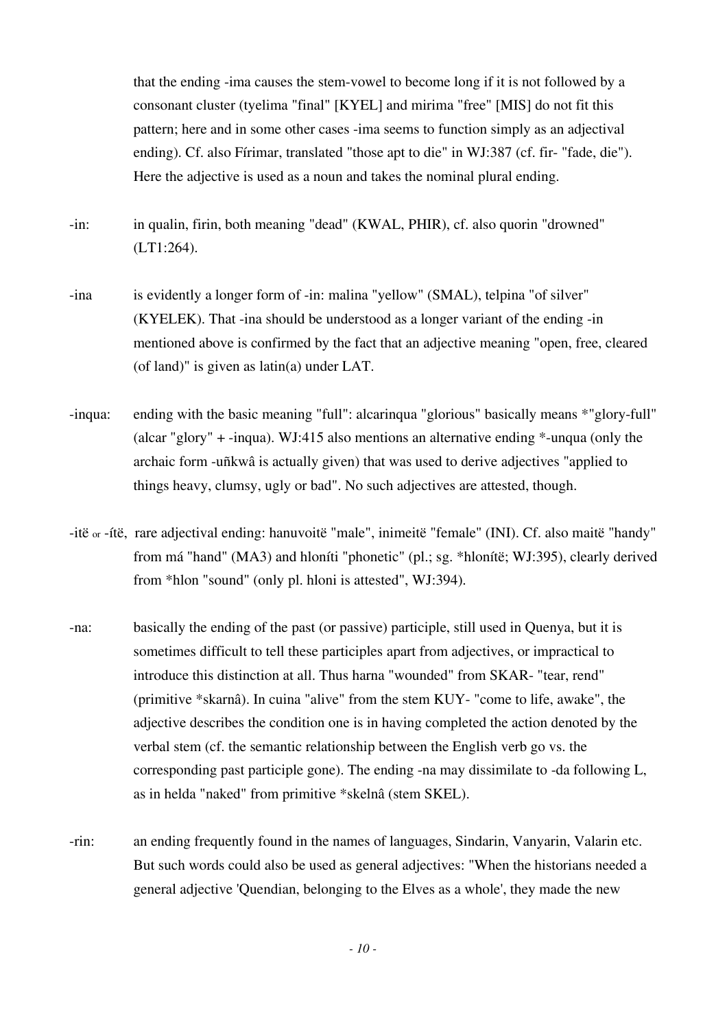that the ending -ima causes the stem-vowel to become long if it is not followed by a consonant cluster (tyelima "final" [KYEL] and mirima "free" [MIS] do not fit this pattern; here and in some other cases -ima seems to function simply as an adjectival ending). Cf. also Fírimar, translated "those apt to die" in WJ:387 (cf. fir- "fade, die"). Here the adjective is used as a noun and takes the nominal plural ending.

-in: in qualin, firin, both meaning "dead" (KWAL, PHIR), cf. also quorin "drowned" (LT1:264).

-ina is evidently a longer form of -in: malina "yellow" (SMAL), telpina "of silver" (KYELEK). That -ina should be understood as a longer variant of the ending -in mentioned above is confirmed by the fact that an adjective meaning "open, free, cleared (of land)" is given as latin(a) under LAT.

-inqua: ending with the basic meaning "full": alcarinqua "glorious" basically means *"glory-full" (alcar "glory" + -inqua). WJ:415 also mentions an alternative ending *-unqua (only the archaic form -uñkwâ is actually given) that was used to derive adjectives "applied to things heavy, clumsy, ugly or bad". No such adjectives are attested, though.

-itë or -ítë, rare adjectival ending: hanuvoitë "male", inimeitë "female" (INI). Cf. also maitë "handy" from má "hand" (MA3) and hloníti "phonetic" (pl.; sg. *hlonítë; WJ:395), clearly derived from *hlon "sound" (only pl. hloni is attested", WJ:394).

-na: basically the ending of the past (or passive) participle, still used in Quenya, but it is sometimes difficult to tell these participles apart from adjectives, or impractical to introduce this distinction at all. Thus harna "wounded" from SKAR- "tear, rend" (primitive *skarnâ). In cuina "alive" from the stem KUY- "come to life, awake", the adjective describes the condition one is in having completed the action denoted by the verbal stem (cf. the semantic relationship between the English verb go vs. the corresponding past participle gone). The ending -na may dissimilate to -da following L, as in helda "naked" from primitive *skelnâ (stem SKEL).

-rin: an ending frequently found in the names of languages, Sindarin, Vanyarin, Valarin etc. But such words could also be used as general adjectives: "When the historians needed a general adjective 'Quendian, belonging to the Elves as a whole', they made the new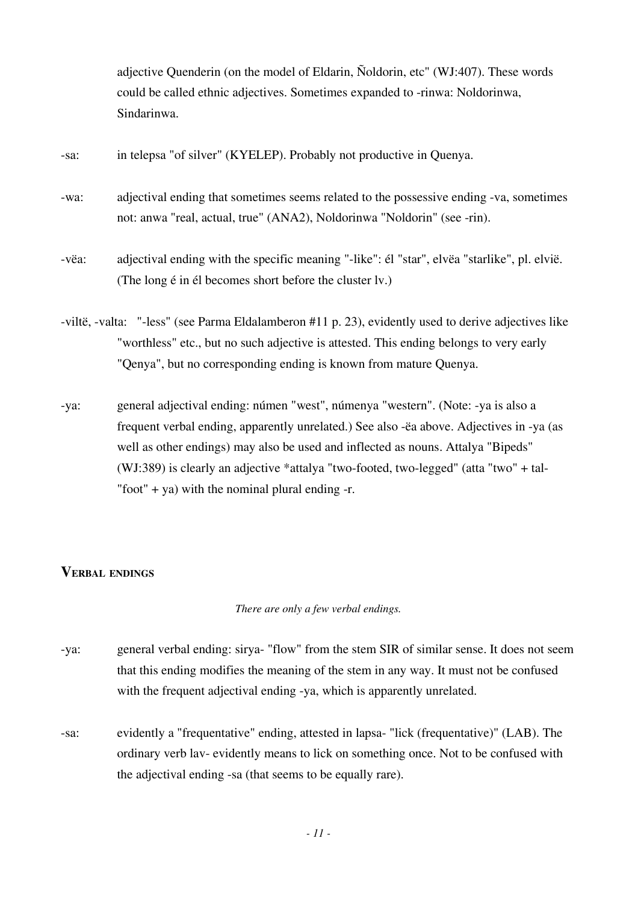adjective Quenderin (on the model of Eldarin, Ñoldorin, etc" (WJ:407). These words could be called ethnic adjectives. Sometimes expanded to -rinwa: Noldorinwa, Sindarinwa.

-sa: in telepsa "of silver" (KYELEP). Probably not productive in Quenya.

-wa: adjectival ending that sometimes seems related to the possessive ending -va, sometimes not: anwa "real, actual, true" (ANA2), Noldorinwa "Noldorin" (see -rin).

-vëa: adjectival ending with the specific meaning "-like": él "star", elvëa "starlike", pl. elvië. (The long é in él becomes short before the cluster lv.)

-viltë, -valta: "-less" (see Parma Eldalamberon #11 p. 23), evidently used to derive adjectives like "worthless" etc., but no such adjective is attested. This ending belongs to very early "Qenya", but no corresponding ending is known from mature Quenya.

-ya: general adjectival ending: númen "west", númenya "western". (Note: -ya is also a frequent verbal ending, apparently unrelated.) See also -ëa above. Adjectives in -ya (as well as other endings) may also be used and inflected as nouns. Attalya "Bipeds" (WJ:389) is clearly an adjective *attalya "two-footed, two-legged" (atta "two" + tal- "foot" + ya) with the nominal plural ending -r.

## Verbal endings

*There are only a few verbal endings.*

-ya: general verbal ending: sirya- "flow" from the stem SIR of similar sense. It does not seem that this ending modifies the meaning of the stem in any way. It must not be confused with the frequent adjectival ending -ya, which is apparently unrelated.

-sa: evidently a "frequentative" ending, attested in lapsa- "lick (frequentative)" (LAB). The ordinary verb lav- evidently means to lick on something once. Not to be confused with the adjectival ending -sa (that seems to be equally rare).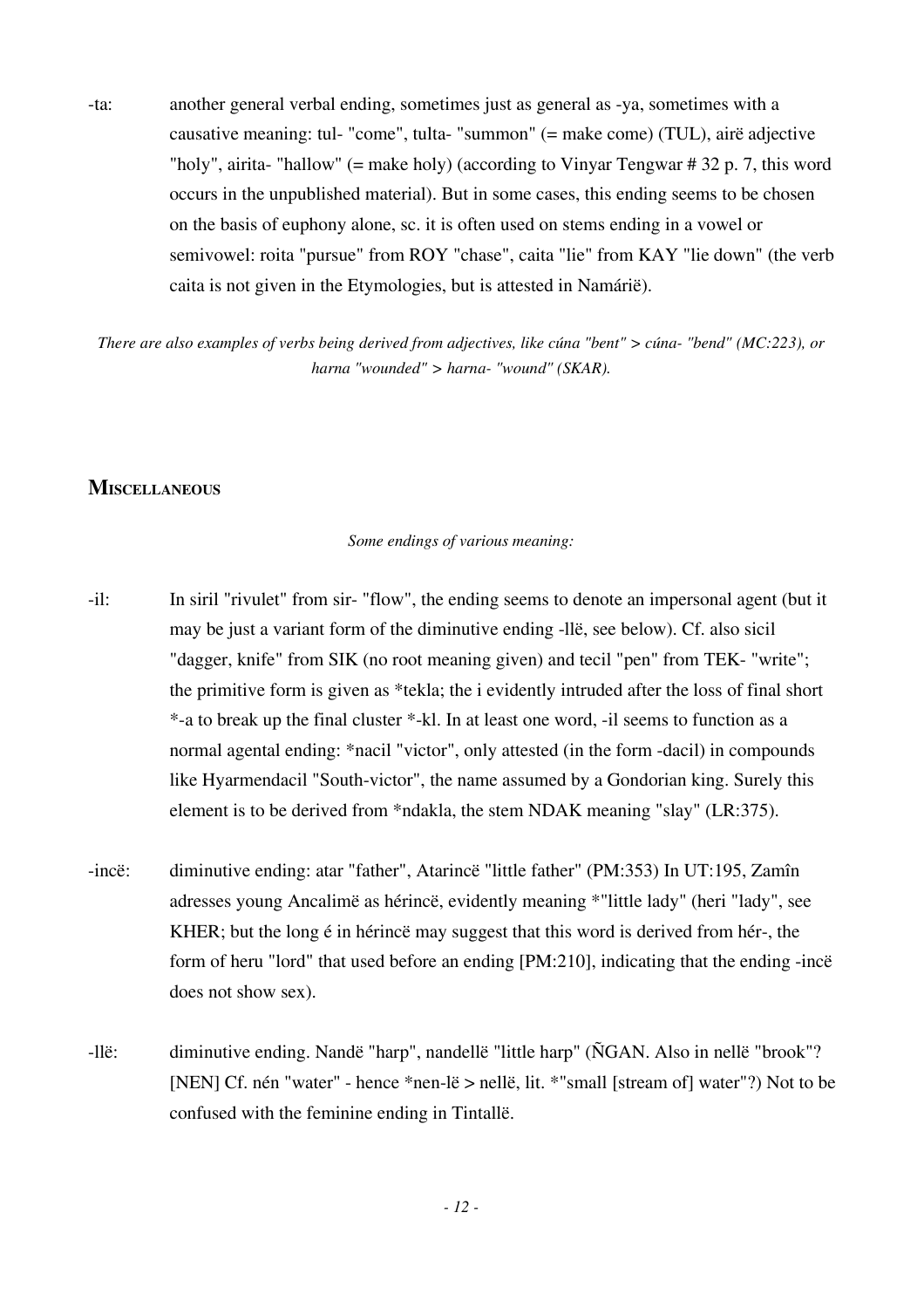-ta: another general verbal ending, sometimes just as general as -ya, sometimes with a causative meaning: tul- "come", tulta- "summon" (= make come) (TUL), airë adjective "holy", airita- "hallow" (= make holy) (according to Vinyar Tengwar # 32 p. 7, this word occurs in the unpublished material). But in some cases, this ending seems to be chosen on the basis of euphony alone, sc. it is often used on stems ending in a vowel or semivowel: roita "pursue" from ROY "chase", caita "lie" from KAY "lie down" (the verb caita is not given in the Etymologies, but is attested in Namárië).

*There are also examples of verbs being derived from adjectives, like cúna "bent" > cúna- "bend" (MC:223), or harna "wounded" > harna- "wound" (SKAR).*

## Miscellaneous

*Some endings of various meaning:*

-il: In siril "rivulet" from sir- "flow", the ending seems to denote an impersonal agent (but it may be just a variant form of the diminutive ending -llë, see below). Cf. also sicil "dagger, knife" from SIK (no root meaning given) and tecil "pen" from TEK- "write"; the primitive form is given as *tekla; the i evidently intruded after the loss of final short *-a to break up the final cluster *-kl. In at least one word, -il seems to function as a normal agental ending: *nacil "victor", only attested (in the form -dacil) in compounds like Hyarmendacil "South-victor", the name assumed by a Gondorian king. Surely this element is to be derived from *ndakla, the stem NDAK meaning "slay" (LR:375).

-incë: diminutive ending: atar "father", Atarincë "little father" (PM:353) In UT:195, Zamîn adresses young Ancalimë as hérincë, evidently meaning *"little lady" (heri "lady", see KHER; but the long é in hérincë may suggest that this word is derived from hér-, the form of heru "lord" that used before an ending [PM:210], indicating that the ending -incë does not show sex).

-llë: diminutive ending. Nandë "harp", nandellë "little harp" (ÑGAN. Also in nellë "brook"? [NEN] Cf. nén "water" - hence *nen-lë > nellë, lit. *"small [stream of] water"?) Not to be confused with the feminine ending in Tintallë.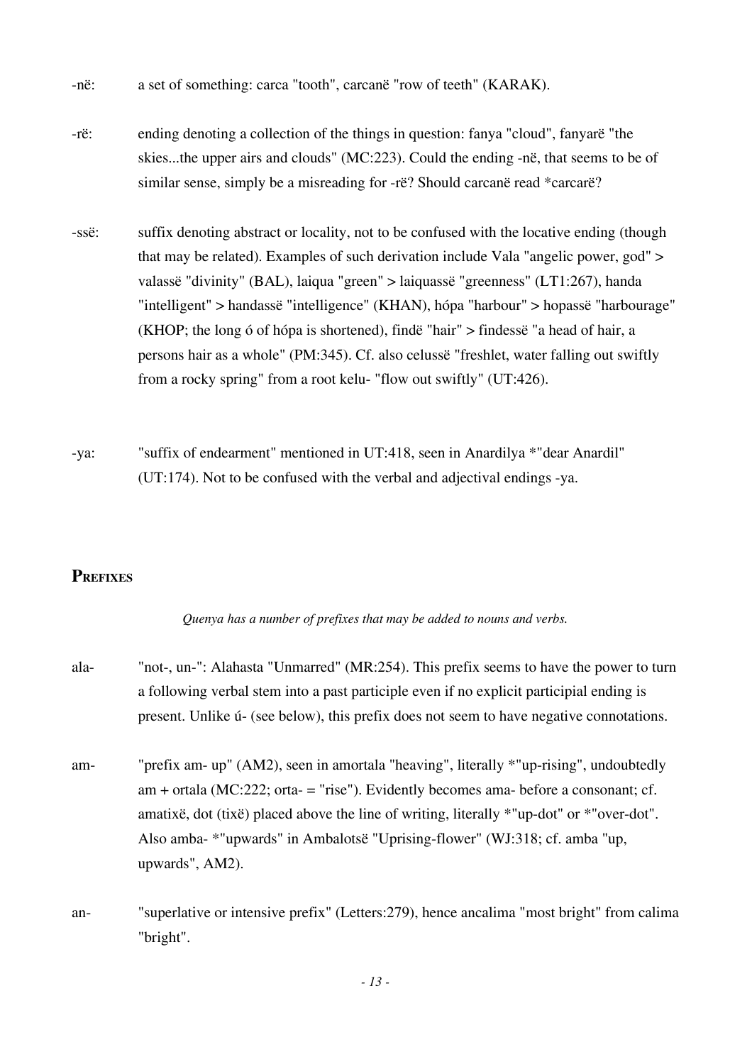-në: a set of something: carca "tooth", carcanë "row of teeth" (KARAK).

-rë: ending denoting a collection of the things in question: fanya "cloud", fanyarë "the skies...the upper airs and clouds" (MC:223). Could the ending -në, that seems to be of similar sense, simply be a misreading for -rë? Should carcanë read *carcarë?

-ssë: suffix denoting abstract or locality, not to be confused with the locative ending (though that may be related). Examples of such derivation include Vala "angelic power, god" > valassë "divinity" (BAL), laiqua "green" > laiquassë "greenness" (LT1:267), handa "intelligent" > handassë "intelligence" (KHAN), hópa "harbour" > hopassë "harbourage" (KHOP; the long ó of hópa is shortened), findë "hair" > findessë "a head of hair, a persons hair as a whole" (PM:345). Cf. also celussë "freshlet, water falling out swiftly from a rocky spring" from a root kelu- "flow out swiftly" (UT:426).

-ya: "suffix of endearment" mentioned in UT:418, seen in Anardilya *"dear Anardil" (UT:174). Not to be confused with the verbal and adjectival endings -ya.

## Prefixes

*Quenya has a number of prefixes that may be added to nouns and verbs.*

ala- "not-, un-": Alahasta "Unmarred" (MR:254). This prefix seems to have the power to turn a following verbal stem into a past participle even if no explicit participial ending is present. Unlike ú- (see below), this prefix does not seem to have negative connotations.

am- "prefix am- up" (AM2), seen in amortala "heaving", literally *"up-rising", undoubtedly am + ortala (MC:222; orta- = "rise"). Evidently becomes ama- before a consonant; cf. amatixë, dot (tixë) placed above the line of writing, literally *"up-dot" or *"over-dot". Also amba- *"upwards" in Ambalotsë "Uprising-flower" (WJ:318; cf. amba "up, upwards", AM2).

an- "superlative or intensive prefix" (Letters:279), hence ancalima "most bright" from calima "bright".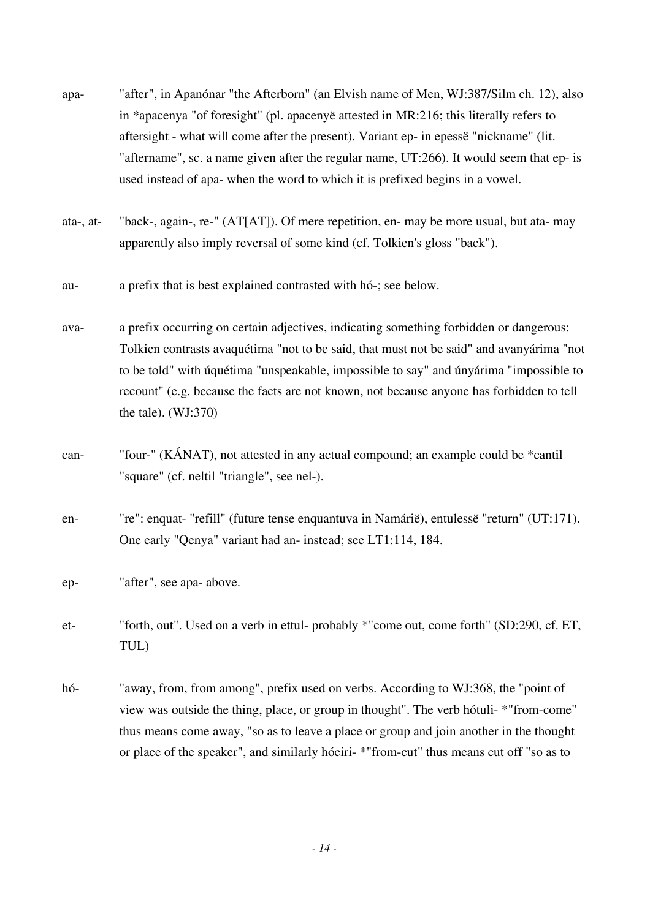apa- "after", in Apanónar "the Afterborn" (an Elvish name of Men, WJ:387/Silm ch. 12), also in *apacenya "of foresight" (pl. apacenyë attested in MR:216; this literally refers to aftersight - what will come after the present). Variant ep- in epessë "nickname" (lit. "aftername", sc. a name given after the regular name, UT:266). It would seem that ep- is used instead of apa- when the word to which it is prefixed begins in a vowel.

ata-, at- "back-, again-, re-" (AT[AT]). Of mere repetition, en- may be more usual, but ata- may apparently also imply reversal of some kind (cf. Tolkien's gloss "back").

au- a prefix that is best explained contrasted with hó-; see below.

ava- a prefix occurring on certain adjectives, indicating something forbidden or dangerous: Tolkien contrasts avaquétima "not to be said, that must not be said" and avanyárima "not to be told" with úquétima "unspeakable, impossible to say" and únyárima "impossible to recount" (e.g. because the facts are not known, not because anyone has forbidden to tell the tale). (WJ:370)

can- "four-" (KÁNAT), not attested in any actual compound; an example could be *cantil "square" (cf. neltil "triangle", see nel-).

en- "re": enquat- "refill" (future tense enquantuva in Namárië), entulessë "return" (UT:171). One early "Qenya" variant had an- instead; see LT1:114, 184.

ep- "after", see apa- above.

et- "forth, out". Used on a verb in ettul- probably *"come out, come forth" (SD:290, cf. ET, TUL)

hó- "away, from, from among", prefix used on verbs. According to WJ:368, the "point of view was outside the thing, place, or group in thought". The verb hótuli- *"from-come" thus means come away, "so as to leave a place or group and join another in the thought or place of the speaker", and similarly hóciri- *"from-cut" thus means cut off "so as to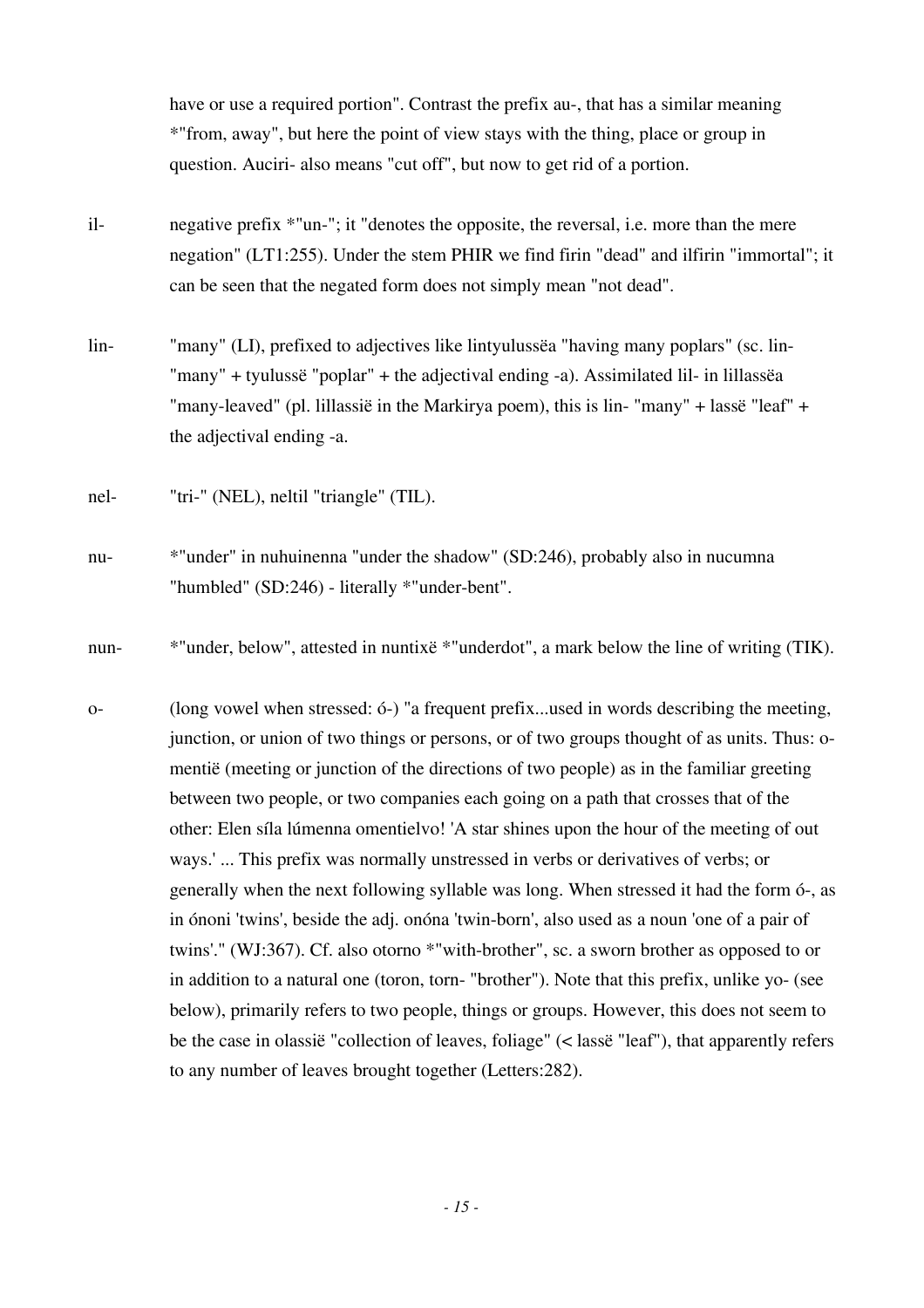have or use a required portion". Contrast the prefix au-, that has a similar meaning *"from, away", but here the point of view stays with the thing, place or group in question. Auciri- also means "cut off", but now to get rid of a portion.

il- negative prefix *"un-"; it "denotes the opposite, the reversal, i.e. more than the mere negation" (LT1:255). Under the stem PHIR we find firin "dead" and ilfirin "immortal"; it can be seen that the negated form does not simply mean "not dead".

lin- "many" (LI), prefixed to adjectives like lintyulussëa "having many poplars" (sc. lin- "many" + tyulussë "poplar" + the adjectival ending -a). Assimilated lil- in lillassëa "many-leaved" (pl. lillassië in the Markirya poem), this is lin- "many" + lassë "leaf" + the adjectival ending -a.

nel- "tri-" (NEL), neltil "triangle" (TIL).

nu- *"under" in nuhuinenna "under the shadow" (SD:246), probably also in nucumna "humbled" (SD:246) - literally *"under-bent".

nun- *"under, below", attested in nuntixë *"underdot", a mark below the line of writing (TIK).

o- (long vowel when stressed: ó-) "a frequent prefix...used in words describing the meeting, junction, or union of two things or persons, or of two groups thought of as units. Thus: omentië (meeting or junction of the directions of two people) as in the familiar greeting between two people, or two companies each going on a path that crosses that of the other: Elen síla lúmenna omentielvo! 'A star shines upon the hour of the meeting of out ways.' ... This prefix was normally unstressed in verbs or derivatives of verbs; or generally when the next following syllable was long. When stressed it had the form ó-, as in ónoni 'twins', beside the adj. onóna 'twin-born', also used as a noun 'one of a pair of twins'." (WJ:367). Cf. also otorno *"with-brother", sc. a sworn brother as opposed to or in addition to a natural one (toron, torn- "brother"). Note that this prefix, unlike yo- (see below), primarily refers to two people, things or groups. However, this does not seem to be the case in olassië "collection of leaves, foliage" (< lassë "leaf"), that apparently refers to any number of leaves brought together (Letters:282).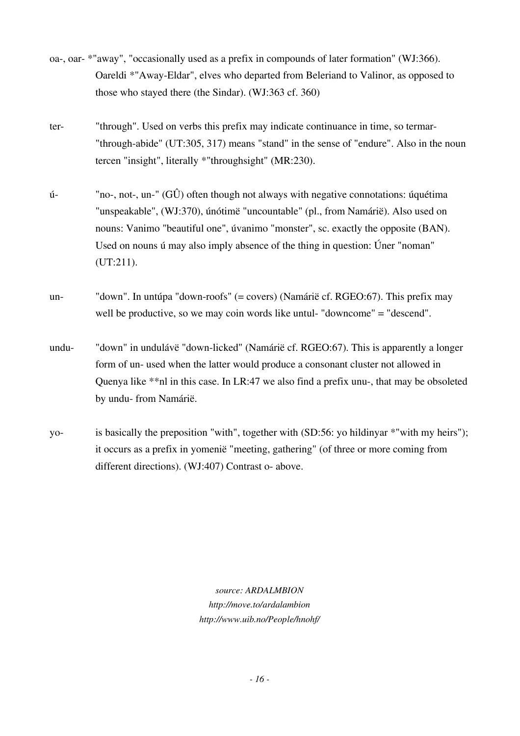oa-, oar- *"away", "occasionally used as a prefix in compounds of later formation" (WJ:366). Oareldi *"Away-Eldar", elves who departed from Beleriand to Valinor, as opposed to those who stayed there (the Sindar). (WJ:363 cf. 360)

ter- "through". Used on verbs this prefix may indicate continuance in time, so termar- "through-abide" (UT:305, 317) means "stand" in the sense of "endure". Also in the noun tercen "insight", literally *"throughsight" (MR:230).

ú- "no-, not-, un-" (GÛ) often though not always with negative connotations: úquétima "unspeakable", (WJ:370), únótimë "uncountable" (pl., from Namárië). Also used on nouns: Vanimo "beautiful one", úvanimo "monster", sc. exactly the opposite (BAN). Used on nouns ú may also imply absence of the thing in question: Úner "noman" (UT:211).

un- "down". In untúpa "down-roofs" (= covers) (Namárië cf. RGEO:67). This prefix may well be productive, so we may coin words like untul- "downcome" = "descend".

undu- "down" in undulávë "down-licked" (Namárië cf. RGEO:67). This is apparently a longer form of un- used when the latter would produce a consonant cluster not allowed in Quenya like **nl in this case. In LR:47 we also find a prefix unu-, that may be obsoleted by undu- from Namárië.

yo- is basically the preposition "with", together with (SD:56: yo hildinyar *"with my heirs"); it occurs as a prefix in yomenië "meeting, gathering" (of three or more coming from different directions). (WJ:407) Contrast o- above.

*source: ARDALMBION*
*http://move.to/ardalambion*
*http://www.uib.no/People/hnohf/*